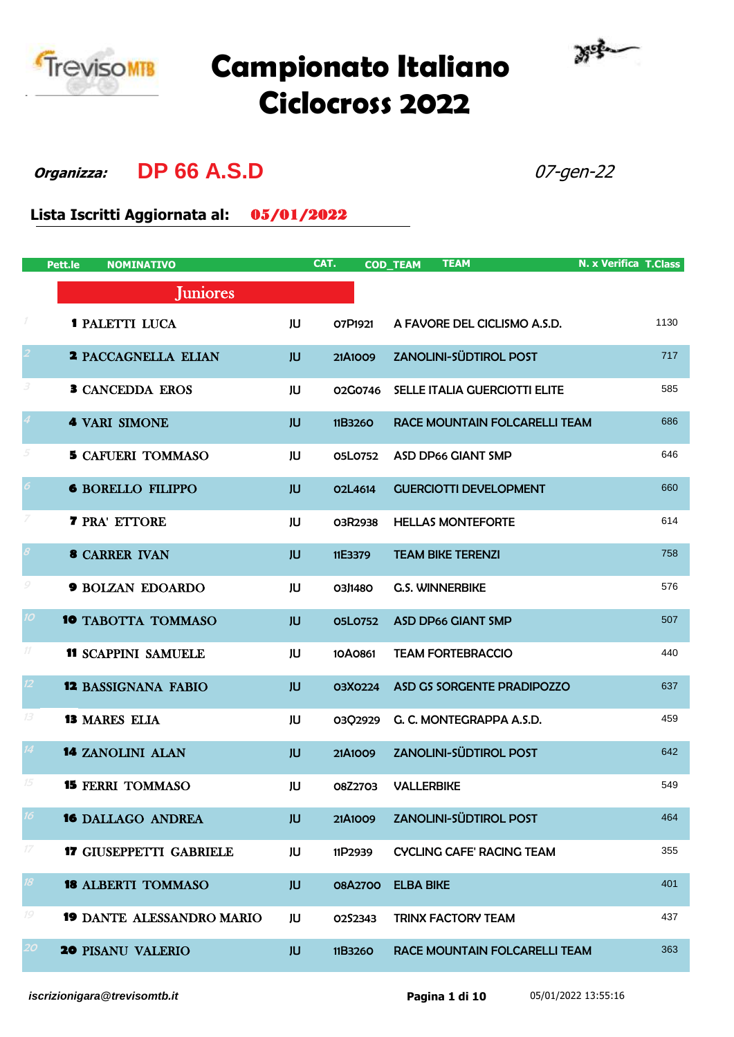# Campionato Italiano Ciclocross 2022

***Organizza:*** **DP 66 A.S.D** *07-gen-22*

**Lista Iscritti Aggiornata al:** **05/01/2022**

| | Pett.le | NOMINATIVO | CAT. | COD_TEAM | TEAM | N. x Verifica | T.Class |
|---|---|---|---|---|---|---|---|
| | | **Juniores** | | | | | |
| 1 | 1 | PALETTI LUCA | JU | 07P1921 | A FAVORE DEL CICLISMO A.S.D. | | 1130 |
| 2 | 2 | PACCAGNELLA ELIAN | JU | 21A1009 | ZANOLINI-SÜDTIROL POST | | 717 |
| 3 | 3 | CANCEDDA EROS | JU | 02G0746 | SELLE ITALIA GUERCIOTTI ELITE | | 585 |
| 4 | 4 | VARI SIMONE | JU | 11B3260 | RACE MOUNTAIN FOLCARELLI TEAM | | 686 |
| 5 | 5 | CAFUERI TOMMASO | JU | 05L0752 | ASD DP66 GIANT SMP | | 646 |
| 6 | 6 | BORELLO FILIPPO | JU | 02L4614 | GUERCIOTTI DEVELOPMENT | | 660 |
| 7 | 7 | PRA' ETTORE | JU | 03R2938 | HELLAS MONTEFORTE | | 614 |
| 8 | 8 | CARRER IVAN | JU | 11E3379 | TEAM BIKE TERENZI | | 758 |
| 9 | 9 | BOLZAN EDOARDO | JU | 03J1480 | G.S. WINNERBIKE | | 576 |
| 10 | 10 | TABOTTA TOMMASO | JU | 05L0752 | ASD DP66 GIANT SMP | | 507 |
| 11 | 11 | SCAPPINI SAMUELE | JU | 10A0861 | TEAM FORTEBRACCIO | | 440 |
| 12 | 12 | BASSIGNANA FABIO | JU | 03X0224 | ASD GS SORGENTE PRADIPOZZO | | 637 |
| 13 | 13 | MARES ELIA | JU | 03Q2929 | G. C. MONTEGRAPPA A.S.D. | | 459 |
| 14 | 14 | ZANOLINI ALAN | JU | 21A1009 | ZANOLINI-SÜDTIROL POST | | 642 |
| 15 | 15 | FERRI TOMMASO | JU | 08Z2703 | VALLERBIKE | | 549 |
| 16 | 16 | DALLAGO ANDREA | JU | 21A1009 | ZANOLINI-SÜDTIROL POST | | 464 |
| 17 | 17 | GIUSEPPETTI GABRIELE | JU | 11P2939 | CYCLING CAFE' RACING TEAM | | 355 |
| 18 | 18 | ALBERTI TOMMASO | JU | 08A2700 | ELBA BIKE | | 401 |
| 19 | 19 | DANTE ALESSANDRO MARIO | JU | 02S2343 | TRINX FACTORY TEAM | | 437 |
| 20 | 20 | PISANU VALERIO | JU | 11B3260 | RACE MOUNTAIN FOLCARELLI TEAM | | 363 |

*iscrizionigara@trevisomtb.it*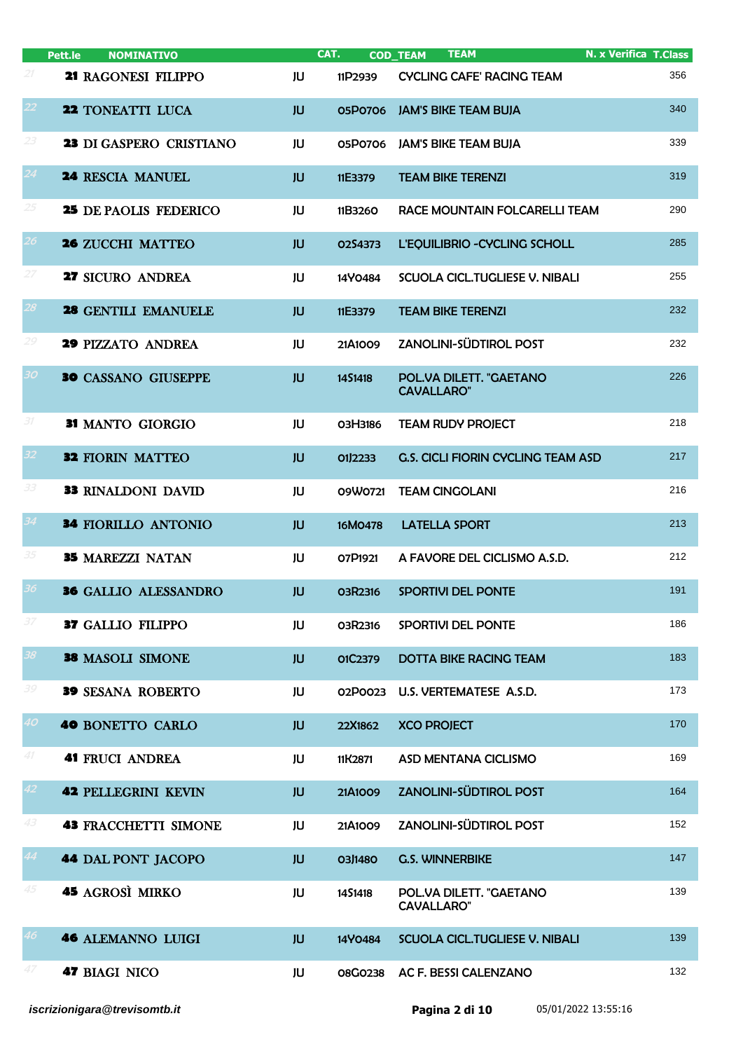| | Pett.le | NOMINATIVO | CAT. | COD_TEAM | TEAM | N. x Verifica | T.Class |
|---|---|---|---|---|---|---|---|
| 21 | 21 | RAGONESI FILIPPO | JU | 11P2939 | CYCLING CAFE' RACING TEAM | | 356 |
| 22 | 22 | TONEATTI LUCA | JU | 05P0706 | JAM'S BIKE TEAM BUJA | | 340 |
| 23 | 23 | DI GASPERO CRISTIANO | JU | 05P0706 | JAM'S BIKE TEAM BUJA | | 339 |
| 24 | 24 | RESCIA MANUEL | JU | 11E3379 | TEAM BIKE TERENZI | | 319 |
| 25 | 25 | DE PAOLIS FEDERICO | JU | 11B3260 | RACE MOUNTAIN FOLCARELLI TEAM | | 290 |
| 26 | 26 | ZUCCHI MATTEO | JU | 02S4373 | L'EQUILIBRIO -CYCLING SCHOLL | | 285 |
| 27 | 27 | SICURO ANDREA | JU | 14Y0484 | SCUOLA CICL.TUGLIESE V. NIBALI | | 255 |
| 28 | 28 | GENTILI EMANUELE | JU | 11E3379 | TEAM BIKE TERENZI | | 232 |
| 29 | 29 | PIZZATO ANDREA | JU | 21A1009 | ZANOLINI-SÜDTIROL POST | | 232 |
| 30 | 30 | CASSANO GIUSEPPE | JU | 14S1418 | POL.VA DILETT. "GAETANO CAVALLARO" | | 226 |
| 31 | 31 | MANTO GIORGIO | JU | 03H3186 | TEAM RUDY PROJECT | | 218 |
| 32 | 32 | FIORIN MATTEO | JU | 01J2233 | G.S. CICLI FIORIN CYCLING TEAM ASD | | 217 |
| 33 | 33 | RINALDONI DAVID | JU | 09W0721 | TEAM CINGOLANI | | 216 |
| 34 | 34 | FIORILLO ANTONIO | JU | 16M0478 | LATELLA SPORT | | 213 |
| 35 | 35 | MAREZZI NATAN | JU | 07P1921 | A FAVORE DEL CICLISMO A.S.D. | | 212 |
| 36 | 36 | GALLIO ALESSANDRO | JU | 03R2316 | SPORTIVI DEL PONTE | | 191 |
| 37 | 37 | GALLIO FILIPPO | JU | 03R2316 | SPORTIVI DEL PONTE | | 186 |
| 38 | 38 | MASOLI SIMONE | JU | 01C2379 | DOTTA BIKE RACING TEAM | | 183 |
| 39 | 39 | SESANA ROBERTO | JU | 02P0023 | U.S. VERTEMATESE A.S.D. | | 173 |
| 40 | 40 | BONETTO CARLO | JU | 22X1862 | XCO PROJECT | | 170 |
| 41 | 41 | FRUCI ANDREA | JU | 11K2871 | ASD MENTANA CICLISMO | | 169 |
| 42 | 42 | PELLEGRINI KEVIN | JU | 21A1009 | ZANOLINI-SÜDTIROL POST | | 164 |
| 43 | 43 | FRACCHETTI SIMONE | JU | 21A1009 | ZANOLINI-SÜDTIROL POST | | 152 |
| 44 | 44 | DAL PONT JACOPO | JU | 03J1480 | G.S. WINNERBIKE | | 147 |
| 45 | 45 | AGROSÌ MIRKO | JU | 14S1418 | POL.VA DILETT. "GAETANO CAVALLARO" | | 139 |
| 46 | 46 | ALEMANNO LUIGI | JU | 14Y0484 | SCUOLA CICL.TUGLIESE V. NIBALI | | 139 |
| 47 | 47 | BIAGI NICO | JU | 08G0238 | AC F. BESSI CALENZANO | | 132 |

*iscrizionigara@trevisomtb.it* 05/01/2022 13:55:16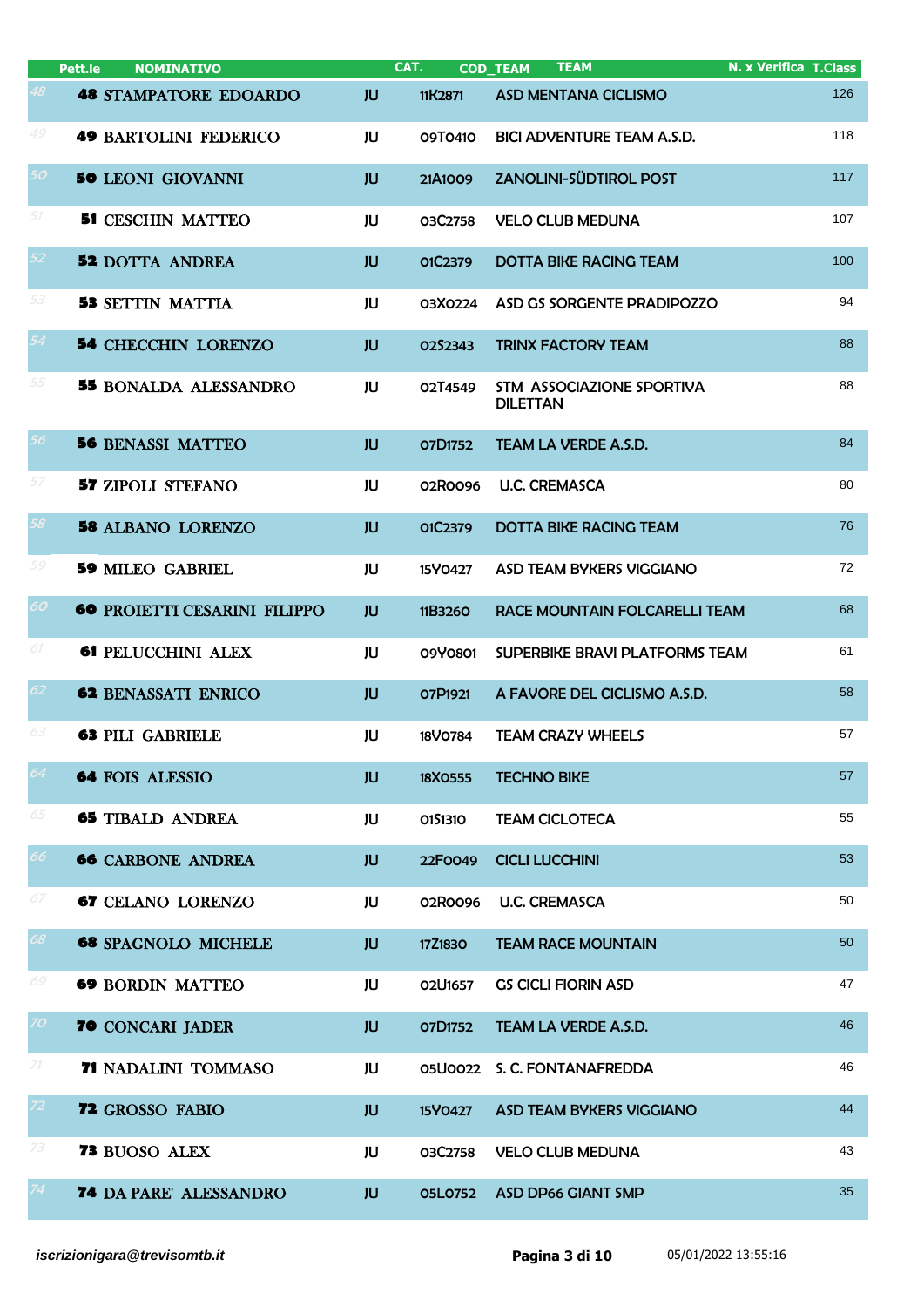| Pett.le | NOMINATIVO | CAT. | COD_TEAM | TEAM | N. x Verifica | T.Class |
|---|---|---|---|---|---|---|
| 48 | **48** STAMPATORE EDOARDO | JU | 11K2871 | ASD MENTANA CICLISMO | | 126 |
| 49 | **49** BARTOLINI FEDERICO | JU | 09T0410 | BICI ADVENTURE TEAM A.S.D. | | 118 |
| 50 | **50** LEONI GIOVANNI | JU | 21A1009 | ZANOLINI-SÜDTIROL POST | | 117 |
| 51 | **51** CESCHIN MATTEO | JU | 03C2758 | VELO CLUB MEDUNA | | 107 |
| 52 | **52** DOTTA ANDREA | JU | 01C2379 | DOTTA BIKE RACING TEAM | | 100 |
| 53 | **53** SETTIN MATTIA | JU | 03X0224 | ASD GS SORGENTE PRADIPOZZO | | 94 |
| 54 | **54** CHECCHIN LORENZO | JU | 02S2343 | TRINX FACTORY TEAM | | 88 |
| 55 | **55** BONALDA ALESSANDRO | JU | 02T4549 | STM ASSOCIAZIONE SPORTIVA DILETTAN | | 88 |
| 56 | **56** BENASSI MATTEO | JU | 07D1752 | TEAM LA VERDE A.S.D. | | 84 |
| 57 | **57** ZIPOLI STEFANO | JU | 02R0096 | U.C. CREMASCA | | 80 |
| 58 | **58** ALBANO LORENZO | JU | 01C2379 | DOTTA BIKE RACING TEAM | | 76 |
| 59 | **59** MILEO GABRIEL | JU | 15Y0427 | ASD TEAM BYKERS VIGGIANO | | 72 |
| 60 | **60** PROIETTI CESARINI FILIPPO | JU | 11B3260 | RACE MOUNTAIN FOLCARELLI TEAM | | 68 |
| 61 | **61** PELUCCHINI ALEX | JU | 09Y0801 | SUPERBIKE BRAVI PLATFORMS TEAM | | 61 |
| 62 | **62** BENASSATI ENRICO | JU | 07P1921 | A FAVORE DEL CICLISMO A.S.D. | | 58 |
| 63 | **63** PILI GABRIELE | JU | 18V0784 | TEAM CRAZY WHEELS | | 57 |
| 64 | **64** FOIS ALESSIO | JU | 18X0555 | TECHNO BIKE | | 57 |
| 65 | **65** TIBALD ANDREA | JU | 01S1310 | TEAM CICLOTECA | | 55 |
| 66 | **66** CARBONE ANDREA | JU | 22F0049 | CICLI LUCCHINI | | 53 |
| 67 | **67** CELANO LORENZO | JU | 02R0096 | U.C. CREMASCA | | 50 |
| 68 | **68** SPAGNOLO MICHELE | JU | 17Z1830 | TEAM RACE MOUNTAIN | | 50 |
| 69 | **69** BORDIN MATTEO | JU | 02U1657 | GS CICLI FIORIN ASD | | 47 |
| 70 | **70** CONCARI JADER | JU | 07D1752 | TEAM LA VERDE A.S.D. | | 46 |
| 71 | **71** NADALINI TOMMASO | JU | 05U0022 | S. C. FONTANAFREDDA | | 46 |
| 72 | **72** GROSSO FABIO | JU | 15Y0427 | ASD TEAM BYKERS VIGGIANO | | 44 |
| 73 | **73** BUOSO ALEX | JU | 03C2758 | VELO CLUB MEDUNA | | 43 |
| 74 | **74** DA PARE' ALESSANDRO | JU | 05L0752 | ASD DP66 GIANT SMP | | 35 |

*iscrizionigara@trevisomtb.it* 05/01/2022 13:55:16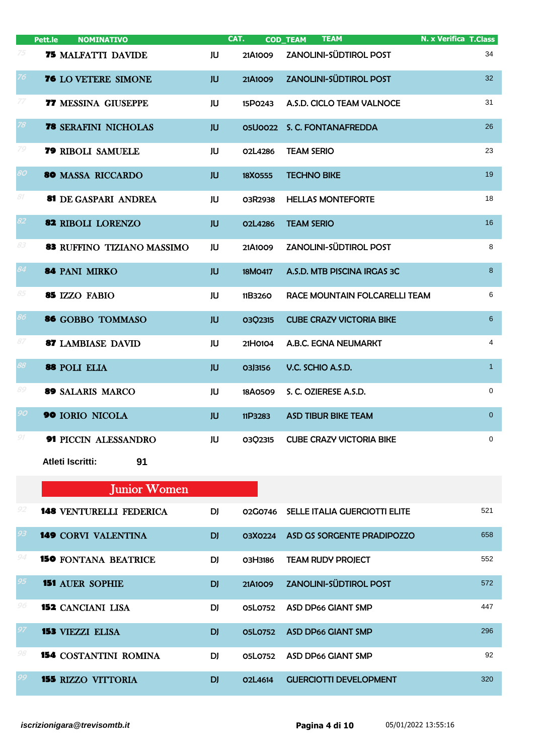| | Pett.le | NOMINATIVO | CAT. | COD_TEAM | TEAM | N. x Verifica | T.Class |
|---|---|---|---|---|---|---|---|
| 75 | 75 | MALFATTI DAVIDE | JU | 21A1009 | ZANOLINI-SÜDTIROL POST | | 34 |
| 76 | 76 | LO VETERE SIMONE | JU | 21A1009 | ZANOLINI-SÜDTIROL POST | | 32 |
| 77 | 77 | MESSINA GIUSEPPE | JU | 15P0243 | A.S.D. CICLO TEAM VALNOCE | | 31 |
| 78 | 78 | SERAFINI NICHOLAS | JU | 05U0022 | S. C. FONTANAFREDDA | | 26 |
| 79 | 79 | RIBOLI SAMUELE | JU | 02L4286 | TEAM SERIO | | 23 |
| 80 | 80 | MASSA RICCARDO | JU | 18X0555 | TECHNO BIKE | | 19 |
| 81 | 81 | DE GASPARI ANDREA | JU | 03R2938 | HELLAS MONTEFORTE | | 18 |
| 82 | 82 | RIBOLI LORENZO | JU | 02L4286 | TEAM SERIO | | 16 |
| 83 | 83 | RUFFINO TIZIANO MASSIMO | JU | 21A1009 | ZANOLINI-SÜDTIROL POST | | 8 |
| 84 | 84 | PANI MIRKO | JU | 18M0417 | A.S.D. MTB PISCINA IRGAS 3C | | 8 |
| 85 | 85 | IZZO FABIO | JU | 11B3260 | RACE MOUNTAIN FOLCARELLI TEAM | | 6 |
| 86 | 86 | GOBBO TOMMASO | JU | 03Q2315 | CUBE CRAZY VICTORIA BIKE | | 6 |
| 87 | 87 | LAMBIASE DAVID | JU | 21H0104 | A.B.C. EGNA NEUMARKT | | 4 |
| 88 | 88 | POLI ELIA | JU | 03J3156 | V.C. SCHIO A.S.D. | | 1 |
| 89 | 89 | SALARIS MARCO | JU | 18A0509 | S. C. OZIERESE A.S.D. | | 0 |
| 90 | 90 | IORIO NICOLA | JU | 11P3283 | ASD TIBUR BIKE TEAM | | 0 |
| 91 | 91 | PICCIN ALESSANDRO | JU | 03Q2315 | CUBE CRAZY VICTORIA BIKE | | 0 |

**Atleti Iscritti: 91**

## Junior Women

| | Pett.le | NOMINATIVO | CAT. | COD_TEAM | TEAM | N. x Verifica | T.Class |
|---|---|---|---|---|---|---|---|
| 92 | 148 | VENTURELLI FEDERICA | DJ | 02G0746 | SELLE ITALIA GUERCIOTTI ELITE | | 521 |
| 93 | 149 | CORVI VALENTINA | DJ | 03X0224 | ASD GS SORGENTE PRADIPOZZO | | 658 |
| 94 | 150 | FONTANA BEATRICE | DJ | 03H3186 | TEAM RUDY PROJECT | | 552 |
| 95 | 151 | AUER SOPHIE | DJ | 21A1009 | ZANOLINI-SÜDTIROL POST | | 572 |
| 96 | 152 | CANCIANI LISA | DJ | 05L0752 | ASD DP66 GIANT SMP | | 447 |
| 97 | 153 | VIEZZI ELISA | DJ | 05L0752 | ASD DP66 GIANT SMP | | 296 |
| 98 | 154 | COSTANTINI ROMINA | DJ | 05L0752 | ASD DP66 GIANT SMP | | 92 |
| 99 | 155 | RIZZO VITTORIA | DJ | 02L4614 | GUERCIOTTI DEVELOPMENT | | 320 |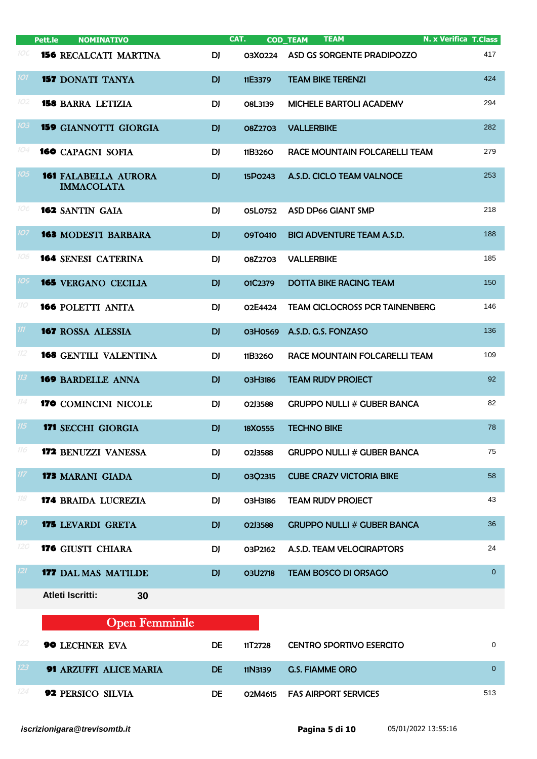| | Pett.le | NOMINATIVO | CAT. | COD_TEAM | TEAM | N. x Verifica | T.Class |
|---|---|---|---|---|---|---|---|
| 100 | 156 | RECALCATI MARTINA | DJ | 03X0224 | ASD GS SORGENTE PRADIPOZZO | | 417 |
| 101 | 157 | DONATI TANYA | DJ | 11E3379 | TEAM BIKE TERENZI | | 424 |
| 102 | 158 | BARRA LETIZIA | DJ | 08L3139 | MICHELE BARTOLI ACADEMY | | 294 |
| 103 | 159 | GIANNOTTI GIORGIA | DJ | 08Z2703 | VALLERBIKE | | 282 |
| 104 | 160 | CAPAGNI SOFIA | DJ | 11B3260 | RACE MOUNTAIN FOLCARELLI TEAM | | 279 |
| 105 | 161 | FALABELLA AURORA IMMACOLATA | DJ | 15P0243 | A.S.D. CICLO TEAM VALNOCE | | 253 |
| 106 | 162 | SANTIN GAIA | DJ | 05L0752 | ASD DP66 GIANT SMP | | 218 |
| 107 | 163 | MODESTI BARBARA | DJ | 09T0410 | BICI ADVENTURE TEAM A.S.D. | | 188 |
| 108 | 164 | SENESI CATERINA | DJ | 08Z2703 | VALLERBIKE | | 185 |
| 109 | 165 | VERGANO CECILIA | DJ | 01C2379 | DOTTA BIKE RACING TEAM | | 150 |
| 110 | 166 | POLETTI ANITA | DJ | 02E4424 | TEAM CICLOCROSS PCR TAINENBERG | | 146 |
| 111 | 167 | ROSSA ALESSIA | DJ | 03H0569 | A.S.D. G.S. FONZASO | | 136 |
| 112 | 168 | GENTILI VALENTINA | DJ | 11B3260 | RACE MOUNTAIN FOLCARELLI TEAM | | 109 |
| 113 | 169 | BARDELLE ANNA | DJ | 03H3186 | TEAM RUDY PROJECT | | 92 |
| 114 | 170 | COMINCINI NICOLE | DJ | 02J3588 | GRUPPO NULLI # GUBER BANCA | | 82 |
| 115 | 171 | SECCHI GIORGIA | DJ | 18X0555 | TECHNO BIKE | | 78 |
| 116 | 172 | BENUZZI VANESSA | DJ | 02J3588 | GRUPPO NULLI # GUBER BANCA | | 75 |
| 117 | 173 | MARANI GIADA | DJ | 03Q2315 | CUBE CRAZY VICTORIA BIKE | | 58 |
| 118 | 174 | BRAIDA LUCREZIA | DJ | 03H3186 | TEAM RUDY PROJECT | | 43 |
| 119 | 175 | LEVARDI GRETA | DJ | 02J3588 | GRUPPO NULLI # GUBER BANCA | | 36 |
| 120 | 176 | GIUSTI CHIARA | DJ | 03P2162 | A.S.D. TEAM VELOCIRAPTORS | | 24 |
| 121 | 177 | DAL MAS MATILDE | DJ | 03U2718 | TEAM BOSCO DI ORSAGO | | 0 |

**Atleti Iscritti: 30**

## Open Femminile

| | Pett.le | NOMINATIVO | CAT. | COD_TEAM | TEAM | N. x Verifica | T.Class |
|---|---|---|---|---|---|---|---|
| 122 | 90 | LECHNER EVA | DE | 11T2728 | CENTRO SPORTIVO ESERCITO | | 0 |
| 123 | 91 | ARZUFFI ALICE MARIA | DE | 11N3139 | G.S. FIAMME ORO | | 0 |
| 124 | 92 | PERSICO SILVIA | DE | 02M4615 | FAS AIRPORT SERVICES | | 513 |

*iscrizionigara@trevisomtb.it* 05/01/2022 13:55:16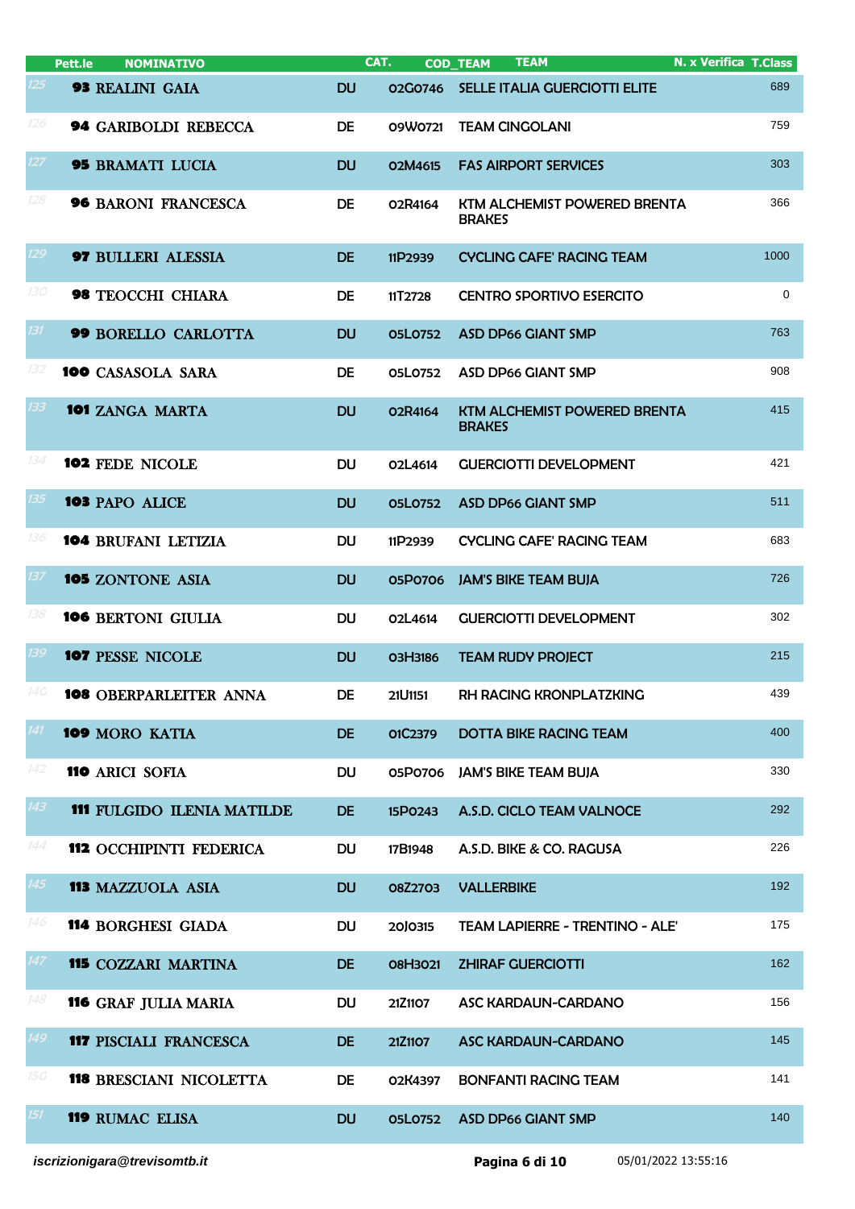| | Pett.le | NOMINATIVO | CAT. | COD_TEAM | TEAM | N. x Verifica | T.Class |
|---|---|---|---|---|---|---|---|
| 125 | 93 | REALINI GAIA | DU | 02G0746 | SELLE ITALIA GUERCIOTTI ELITE | | 689 |
| 126 | 94 | GARIBOLDI REBECCA | DE | 09W0721 | TEAM CINGOLANI | | 759 |
| 127 | 95 | BRAMATI LUCIA | DU | 02M4615 | FAS AIRPORT SERVICES | | 303 |
| 128 | 96 | BARONI FRANCESCA | DE | 02R4164 | KTM ALCHEMIST POWERED BRENTA BRAKES | | 366 |
| 129 | 97 | BULLERI ALESSIA | DE | 11P2939 | CYCLING CAFE' RACING TEAM | | 1000 |
| 130 | 98 | TEOCCHI CHIARA | DE | 11T2728 | CENTRO SPORTIVO ESERCITO | | 0 |
| 131 | 99 | BORELLO CARLOTTA | DU | 05L0752 | ASD DP66 GIANT SMP | | 763 |
| 132 | 100 | CASASOLA SARA | DE | 05L0752 | ASD DP66 GIANT SMP | | 908 |
| 133 | 101 | ZANGA MARTA | DU | 02R4164 | KTM ALCHEMIST POWERED BRENTA BRAKES | | 415 |
| 134 | 102 | FEDE NICOLE | DU | 02L4614 | GUERCIOTTI DEVELOPMENT | | 421 |
| 135 | 103 | PAPO ALICE | DU | 05L0752 | ASD DP66 GIANT SMP | | 511 |
| 136 | 104 | BRUFANI LETIZIA | DU | 11P2939 | CYCLING CAFE' RACING TEAM | | 683 |
| 137 | 105 | ZONTONE ASIA | DU | 05P0706 | JAM'S BIKE TEAM BUJA | | 726 |
| 138 | 106 | BERTONI GIULIA | DU | 02L4614 | GUERCIOTTI DEVELOPMENT | | 302 |
| 139 | 107 | PESSE NICOLE | DU | 03H3186 | TEAM RUDY PROJECT | | 215 |
| 140 | 108 | OBERPARLEITER ANNA | DE | 21U1151 | RH RACING KRONPLATZKING | | 439 |
| 141 | 109 | MORO KATIA | DE | 01C2379 | DOTTA BIKE RACING TEAM | | 400 |
| 142 | 110 | ARICI SOFIA | DU | 05P0706 | JAM'S BIKE TEAM BUJA | | 330 |
| 143 | 111 | FULGIDO ILENIA MATILDE | DE | 15P0243 | A.S.D. CICLO TEAM VALNOCE | | 292 |
| 144 | 112 | OCCHIPINTI FEDERICA | DU | 17B1948 | A.S.D. BIKE & CO. RAGUSA | | 226 |
| 145 | 113 | MAZZUOLA ASIA | DU | 08Z2703 | VALLERBIKE | | 192 |
| 146 | 114 | BORGHESI GIADA | DU | 20J0315 | TEAM LAPIERRE - TRENTINO - ALE' | | 175 |
| 147 | 115 | COZZARI MARTINA | DE | 08H3021 | ZHIRAF GUERCIOTTI | | 162 |
| 148 | 116 | GRAF JULIA MARIA | DU | 21Z1107 | ASC KARDAUN-CARDANO | | 156 |
| 149 | 117 | PISCIALI FRANCESCA | DE | 21Z1107 | ASC KARDAUN-CARDANO | | 145 |
| 150 | 118 | BRESCIANI NICOLETTA | DE | 02K4397 | BONFANTI RACING TEAM | | 141 |
| 151 | 119 | RUMAC ELISA | DU | 05L0752 | ASD DP66 GIANT SMP | | 140 |

*iscrizionigara@trevisomtb.it* 05/01/2022 13:55:16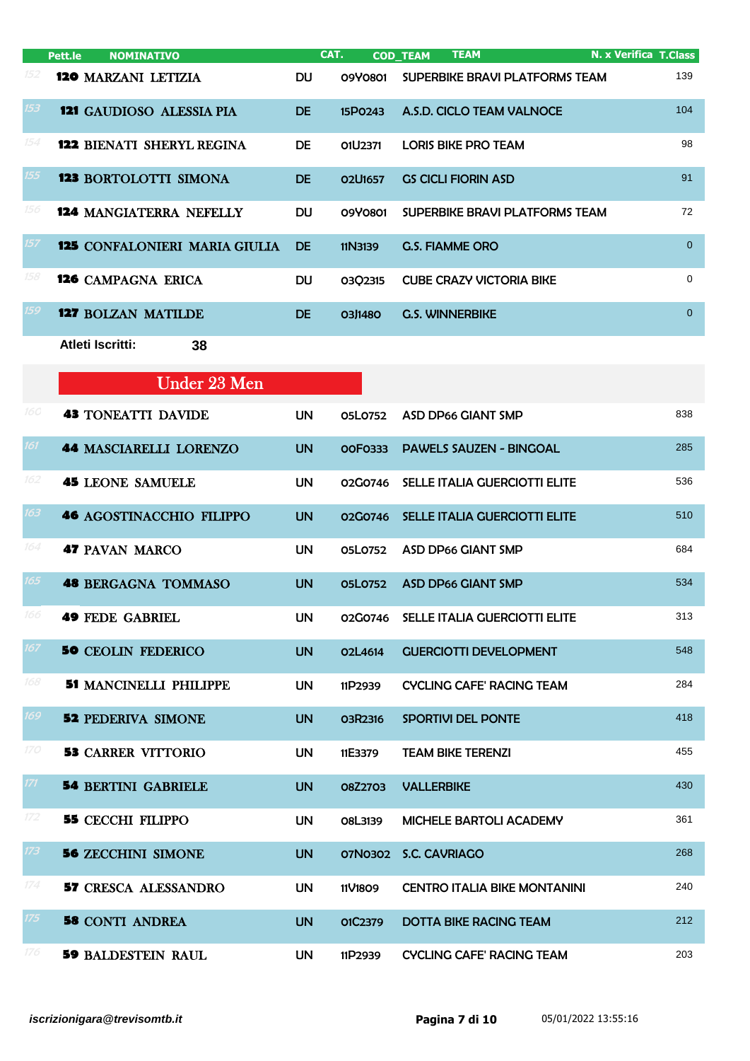| | Pett.le | NOMINATIVO | CAT. | COD_TEAM | TEAM | N. x Verifica | T.Class |
|---|---|---|---|---|---|---|---|
| 152 | 120 | MARZANI LETIZIA | DU | 09Y0801 | SUPERBIKE BRAVI PLATFORMS TEAM | | 139 |
| 153 | 121 | GAUDIOSO ALESSIA PIA | DE | 15P0243 | A.S.D. CICLO TEAM VALNOCE | | 104 |
| 154 | 122 | BIENATI SHERYL REGINA | DE | 01U2371 | LORIS BIKE PRO TEAM | | 98 |
| 155 | 123 | BORTOLOTTI SIMONA | DE | 02U1657 | GS CICLI FIORIN ASD | | 91 |
| 156 | 124 | MANGIATERRA NEFELLY | DU | 09Y0801 | SUPERBIKE BRAVI PLATFORMS TEAM | | 72 |
| 157 | 125 | CONFALONIERI MARIA GIULIA | DE | 11N3139 | G.S. FIAMME ORO | | 0 |
| 158 | 126 | CAMPAGNA ERICA | DU | 03Q2315 | CUBE CRAZY VICTORIA BIKE | | 0 |
| 159 | 127 | BOLZAN MATILDE | DE | 03J1480 | G.S. WINNERBIKE | | 0 |

**Atleti Iscritti: 38**

## Under 23 Men

| | Pett.le | NOMINATIVO | CAT. | COD_TEAM | TEAM | N. x Verifica | T.Class |
|---|---|---|---|---|---|---|---|
| 160 | 43 | TONEATTI DAVIDE | UN | 05L0752 | ASD DP66 GIANT SMP | | 838 |
| 161 | 44 | MASCIARELLI LORENZO | UN | 00F0333 | PAWELS SAUZEN - BINGOAL | | 285 |
| 162 | 45 | LEONE SAMUELE | UN | 02G0746 | SELLE ITALIA GUERCIOTTI ELITE | | 536 |
| 163 | 46 | AGOSTINACCHIO FILIPPO | UN | 02G0746 | SELLE ITALIA GUERCIOTTI ELITE | | 510 |
| 164 | 47 | PAVAN MARCO | UN | 05L0752 | ASD DP66 GIANT SMP | | 684 |
| 165 | 48 | BERGAGNA TOMMASO | UN | 05L0752 | ASD DP66 GIANT SMP | | 534 |
| 166 | 49 | FEDE GABRIEL | UN | 02G0746 | SELLE ITALIA GUERCIOTTI ELITE | | 313 |
| 167 | 50 | CEOLIN FEDERICO | UN | 02L4614 | GUERCIOTTI DEVELOPMENT | | 548 |
| 168 | 51 | MANCINELLI PHILIPPE | UN | 11P2939 | CYCLING CAFE' RACING TEAM | | 284 |
| 169 | 52 | PEDERIVA SIMONE | UN | 03R2316 | SPORTIVI DEL PONTE | | 418 |
| 170 | 53 | CARRER VITTORIO | UN | 11E3379 | TEAM BIKE TERENZI | | 455 |
| 171 | 54 | BERTINI GABRIELE | UN | 08Z2703 | VALLERBIKE | | 430 |
| 172 | 55 | CECCHI FILIPPO | UN | 08L3139 | MICHELE BARTOLI ACADEMY | | 361 |
| 173 | 56 | ZECCHINI SIMONE | UN | 07N0302 | S.C. CAVRIAGO | | 268 |
| 174 | 57 | CRESCA ALESSANDRO | UN | 11V1809 | CENTRO ITALIA BIKE MONTANINI | | 240 |
| 175 | 58 | CONTI ANDREA | UN | 01C2379 | DOTTA BIKE RACING TEAM | | 212 |
| 176 | 59 | BALDESTEIN RAUL | UN | 11P2939 | CYCLING CAFE' RACING TEAM | | 203 |

*iscrizionigara@trevisomtb.it* — 05/01/2022 13:55:16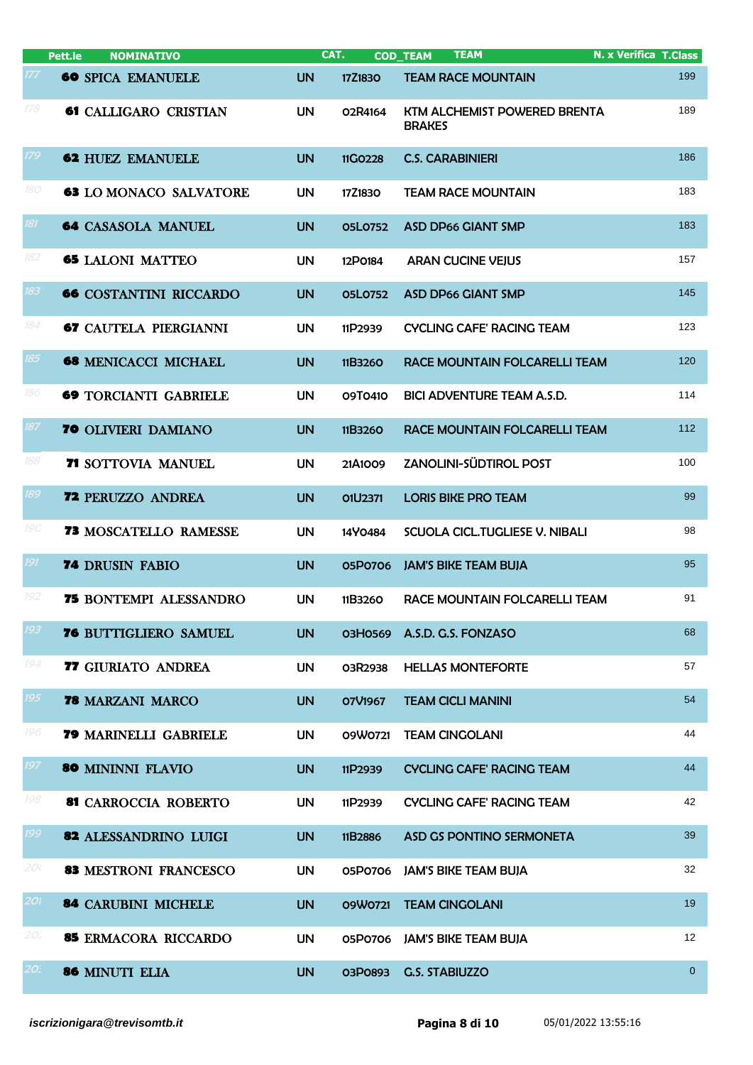| | Pett.le | NOMINATIVO | CAT. | COD_TEAM | TEAM | N. x Verifica | T.Class |
|---|---|---|---|---|---|---|---|
| 177 | 60 | SPICA EMANUELE | UN | 17Z1830 | TEAM RACE MOUNTAIN | | 199 |
| 178 | 61 | CALLIGARO CRISTIAN | UN | 02R4164 | KTM ALCHEMIST POWERED BRENTA BRAKES | | 189 |
| 179 | 62 | HUEZ EMANUELE | UN | 11G0228 | C.S. CARABINIERI | | 186 |
| 180 | 63 | LO MONACO SALVATORE | UN | 17Z1830 | TEAM RACE MOUNTAIN | | 183 |
| 181 | 64 | CASASOLA MANUEL | UN | 05L0752 | ASD DP66 GIANT SMP | | 183 |
| 182 | 65 | LALONI MATTEO | UN | 12P0184 | ARAN CUCINE VEJUS | | 157 |
| 183 | 66 | COSTANTINI RICCARDO | UN | 05L0752 | ASD DP66 GIANT SMP | | 145 |
| 184 | 67 | CAUTELA PIERGIANNI | UN | 11P2939 | CYCLING CAFE' RACING TEAM | | 123 |
| 185 | 68 | MENICACCI MICHAEL | UN | 11B3260 | RACE MOUNTAIN FOLCARELLI TEAM | | 120 |
| 186 | 69 | TORCIANTI GABRIELE | UN | 09T0410 | BICI ADVENTURE TEAM A.S.D. | | 114 |
| 187 | 70 | OLIVIERI DAMIANO | UN | 11B3260 | RACE MOUNTAIN FOLCARELLI TEAM | | 112 |
| 188 | 71 | SOTTOVIA MANUEL | UN | 21A1009 | ZANOLINI-SÜDTIROL POST | | 100 |
| 189 | 72 | PERUZZO ANDREA | UN | 01U2371 | LORIS BIKE PRO TEAM | | 99 |
| 190 | 73 | MOSCATELLO RAMESSE | UN | 14Y0484 | SCUOLA CICL.TUGLIESE V. NIBALI | | 98 |
| 191 | 74 | DRUSIN FABIO | UN | 05P0706 | JAM'S BIKE TEAM BUJA | | 95 |
| 192 | 75 | BONTEMPI ALESSANDRO | UN | 11B3260 | RACE MOUNTAIN FOLCARELLI TEAM | | 91 |
| 193 | 76 | BUTTIGLIERO SAMUEL | UN | 03H0569 | A.S.D. G.S. FONZASO | | 68 |
| 194 | 77 | GIURIATO ANDREA | UN | 03R2938 | HELLAS MONTEFORTE | | 57 |
| 195 | 78 | MARZANI MARCO | UN | 07V1967 | TEAM CICLI MANINI | | 54 |
| 196 | 79 | MARINELLI GABRIELE | UN | 09W0721 | TEAM CINGOLANI | | 44 |
| 197 | 80 | MININNI FLAVIO | UN | 11P2939 | CYCLING CAFE' RACING TEAM | | 44 |
| 198 | 81 | CARROCCIA ROBERTO | UN | 11P2939 | CYCLING CAFE' RACING TEAM | | 42 |
| 199 | 82 | ALESSANDRINO LUIGI | UN | 11B2886 | ASD GS PONTINO SERMONETA | | 39 |
| 200 | 83 | MESTRONI FRANCESCO | UN | 05P0706 | JAM'S BIKE TEAM BUJA | | 32 |
| 201 | 84 | CARUBINI MICHELE | UN | 09W0721 | TEAM CINGOLANI | | 19 |
| 202 | 85 | ERMACORA RICCARDO | UN | 05P0706 | JAM'S BIKE TEAM BUJA | | 12 |
| 203 | 86 | MINUTI ELIA | UN | 03P0893 | G.S. STABIUZZO | | 0 |

*iscrizionigara@trevisomtb.it* 05/01/2022 13:55:16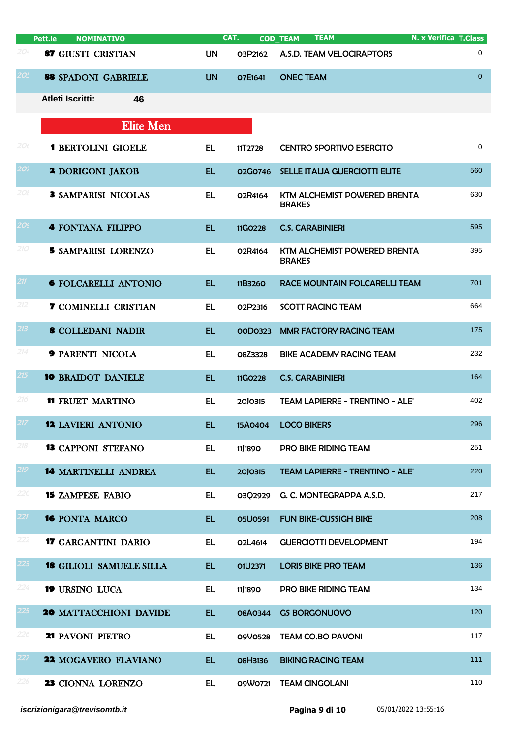| Pett.le | NOMINATIVO | CAT. | COD_TEAM | TEAM | N. x Verifica | T.Class |
|---|---|---|---|---|---|---|
| 87 | GIUSTI CRISTIAN | UN | 03P2162 | A.S.D. TEAM VELOCIRAPTORS | | 0 |
| 88 | SPADONI GABRIELE | UN | 07E1641 | ONEC TEAM | | 0 |

Atleti Iscritti: 46

## Elite Men

| Pett.le | NOMINATIVO | CAT. | COD_TEAM | TEAM | N. x Verifica | T.Class |
|---|---|---|---|---|---|---|
| 1 | BERTOLINI GIOELE | EL | 11T2728 | CENTRO SPORTIVO ESERCITO | | 0 |
| 2 | DORIGONI JAKOB | EL | 02G0746 | SELLE ITALIA GUERCIOTTI ELITE | | 560 |
| 3 | SAMPARISI NICOLAS | EL | 02R4164 | KTM ALCHEMIST POWERED BRENTA BRAKES | | 630 |
| 4 | FONTANA FILIPPO | EL | 11G0228 | C.S. CARABINIERI | | 595 |
| 5 | SAMPARISI LORENZO | EL | 02R4164 | KTM ALCHEMIST POWERED BRENTA BRAKES | | 395 |
| 6 | FOLCARELLI ANTONIO | EL | 11B3260 | RACE MOUNTAIN FOLCARELLI TEAM | | 701 |
| 7 | COMINELLI CRISTIAN | EL | 02P2316 | SCOTT RACING TEAM | | 664 |
| 8 | COLLEDANI NADIR | EL | 00D0323 | MMR FACTORY RACING TEAM | | 175 |
| 9 | PARENTI NICOLA | EL | 08Z3328 | BIKE ACADEMY RACING TEAM | | 232 |
| 10 | BRAIDOT DANIELE | EL | 11G0228 | C.S. CARABINIERI | | 164 |
| 11 | FRUET MARTINO | EL | 20J0315 | TEAM LAPIERRE - TRENTINO - ALE' | | 402 |
| 12 | LAVIERI ANTONIO | EL | 15A0404 | LOCO BIKERS | | 296 |
| 13 | CAPPONI STEFANO | EL | 11J1890 | PRO BIKE RIDING TEAM | | 251 |
| 14 | MARTINELLI ANDREA | EL | 20J0315 | TEAM LAPIERRE - TRENTINO - ALE' | | 220 |
| 15 | ZAMPESE FABIO | EL | 03Q2929 | G. C. MONTEGRAPPA A.S.D. | | 217 |
| 16 | PONTA MARCO | EL | 05U0591 | FUN BIKE-CUSSIGH BIKE | | 208 |
| 17 | GARGANTINI DARIO | EL | 02L4614 | GUERCIOTTI DEVELOPMENT | | 194 |
| 18 | GILIOLI SAMUELE SILLA | EL | 01U2371 | LORIS BIKE PRO TEAM | | 136 |
| 19 | URSINO LUCA | EL | 11J1890 | PRO BIKE RIDING TEAM | | 134 |
| 20 | MATTACCHIONI DAVIDE | EL | 08A0344 | GS BORGONUOVO | | 120 |
| 21 | PAVONI PIETRO | EL | 09V0528 | TEAM CO.BO PAVONI | | 117 |
| 22 | MOGAVERO FLAVIANO | EL | 08H3136 | BIKING RACING TEAM | | 111 |
| 23 | CIONNA LORENZO | EL | 09W0721 | TEAM CINGOLANI | | 110 |

*iscrizionigara@trevisomtb.it* 05/01/2022 13:55:16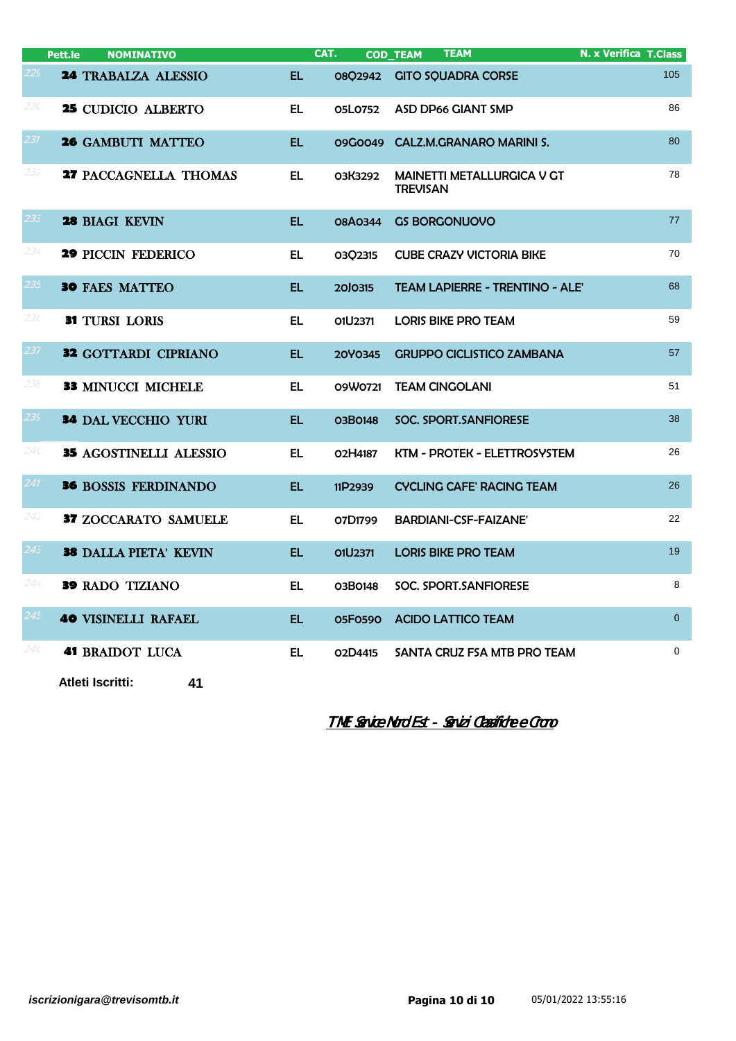| Pett.le | NOMINATIVO | CAT. | COD_TEAM | TEAM | N. x Verifica | T.Class |
|---|---|---|---|---|---|---|
| 229 | **24** TRABALZA ALESSIO | EL | 08Q2942 | GITO SQUADRA CORSE | | 105 |
| 230 | **25** CUDICIO ALBERTO | EL | 05L0752 | ASD DP66 GIANT SMP | | 86 |
| 231 | **26** GAMBUTI MATTEO | EL | 09G0049 | CALZ.M.GRANARO MARINI S. | | 80 |
| 232 | **27** PACCAGNELLA THOMAS | EL | 03K3292 | MAINETTI METALLURGICA V GT TREVISAN | | 78 |
| 233 | **28** BIAGI KEVIN | EL | 08A0344 | GS BORGONUOVO | | 77 |
| 234 | **29** PICCIN FEDERICO | EL | 03Q2315 | CUBE CRAZY VICTORIA BIKE | | 70 |
| 235 | **30** FAES MATTEO | EL | 20J0315 | TEAM LAPIERRE - TRENTINO - ALE' | | 68 |
| 236 | **31** TURSI LORIS | EL | 01U2371 | LORIS BIKE PRO TEAM | | 59 |
| 237 | **32** GOTTARDI CIPRIANO | EL | 20Y0345 | GRUPPO CICLISTICO ZAMBANA | | 57 |
| 238 | **33** MINUCCI MICHELE | EL | 09W0721 | TEAM CINGOLANI | | 51 |
| 239 | **34** DAL VECCHIO YURI | EL | 03B0148 | SOC. SPORT.SANFIORESE | | 38 |
| 240 | **35** AGOSTINELLI ALESSIO | EL | 02H4187 | KTM - PROTEK - ELETTROSYSTEM | | 26 |
| 241 | **36** BOSSIS FERDINANDO | EL | 11P2939 | CYCLING CAFE' RACING TEAM | | 26 |
| 242 | **37** ZOCCARATO SAMUELE | EL | 07D1799 | BARDIANI-CSF-FAIZANE' | | 22 |
| 243 | **38** DALLA PIETA' KEVIN | EL | 01U2371 | LORIS BIKE PRO TEAM | | 19 |
| 244 | **39** RADO TIZIANO | EL | 03B0148 | SOC. SPORT.SANFIORESE | | 8 |
| 245 | **40** VISINELLI RAFAEL | EL | 05F0590 | ACIDO LATTICO TEAM | | 0 |
| 246 | **41** BRAIDOT LUCA | EL | 02D4415 | SANTA CRUZ FSA MTB PRO TEAM | | 0 |

**Atleti Iscritti:** **41**

*TME Service Nord Est - Servizi Classifiche e Crono*

*iscrizionigara@trevisomtb.it*

05/01/2022 13:55:16